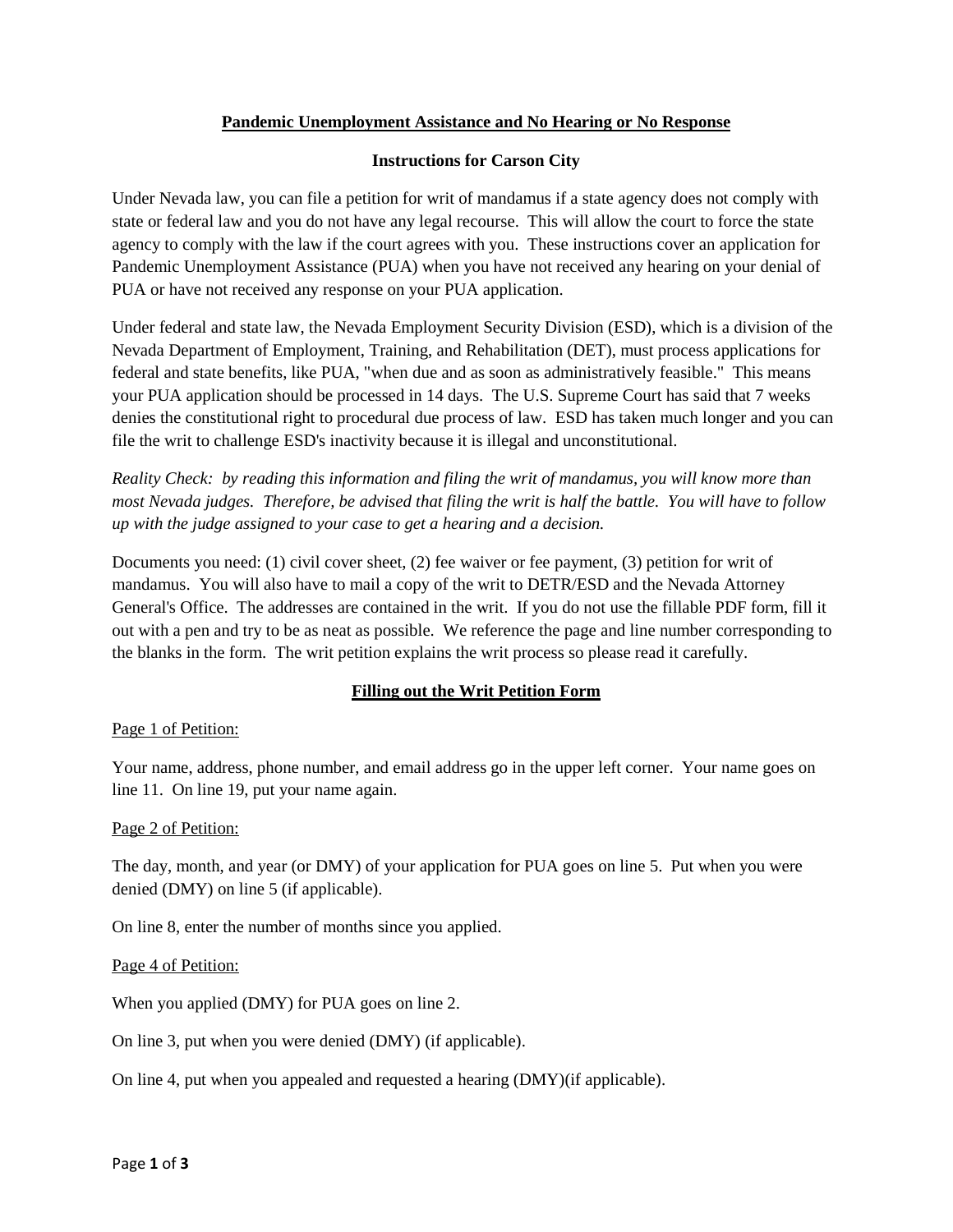**Pandemic Unemployment Assistance and No Hearing or No Response**

**Instructions for Carson City**

Under Nevada law, you can file a petition for writ of mandamus if a state agency does not comply with state or federal law and you do not have any legal recourse. This will allow the court to force the state agency to comply with the law if the court agrees with you. These instructions cover an application for Pandemic Unemployment Assistance (PUA) when you have not received any hearing on your denial of PUA or have not received any response on your PUA application.

Under federal and state law, the Nevada Employment Security Division (ESD), which is a division of the Nevada Department of Employment, Training, and Rehabilitation (DET), must process applications for federal and state benefits, like PUA, "when due and as soon as administratively feasible." This means your PUA application should be processed in 14 days. The U.S. Supreme Court has said that 7 weeks denies the constitutional right to procedural due process of law. ESD has taken much longer and you can file the writ to challenge ESD's inactivity because it is illegal and unconstitutional.

*Reality Check: by reading this information and filing the writ of mandamus, you will know more than most Nevada judges. Therefore, be advised that filing the writ is half the battle. You will have to follow up with the judge assigned to your case to get a hearing and a decision.*

Documents you need: (1) civil cover sheet, (2) fee waiver or fee payment, (3) petition for writ of mandamus. You will also have to mail a copy of the writ to DETR/ESD and the Nevada Attorney General's Office. The addresses are contained in the writ. If you do not use the fillable PDF form, fill it out with a pen and try to be as neat as possible. We reference the page and line number corresponding to the blanks in the form. The writ petition explains the writ process so please read it carefully.

**Filling out the Writ Petition Form**

Page 1 of Petition:

Your name, address, phone number, and email address go in the upper left corner. Your name goes on line 11. On line 19, put your name again.

Page 2 of Petition:

The day, month, and year (or DMY) of your application for PUA goes on line 5. Put when you were denied (DMY) on line 5 (if applicable).

On line 8, enter the number of months since you applied.

Page 4 of Petition:

When you applied (DMY) for PUA goes on line 2.

On line 3, put when you were denied (DMY) (if applicable).

On line 4, put when you appealed and requested a hearing (DMY)(if applicable).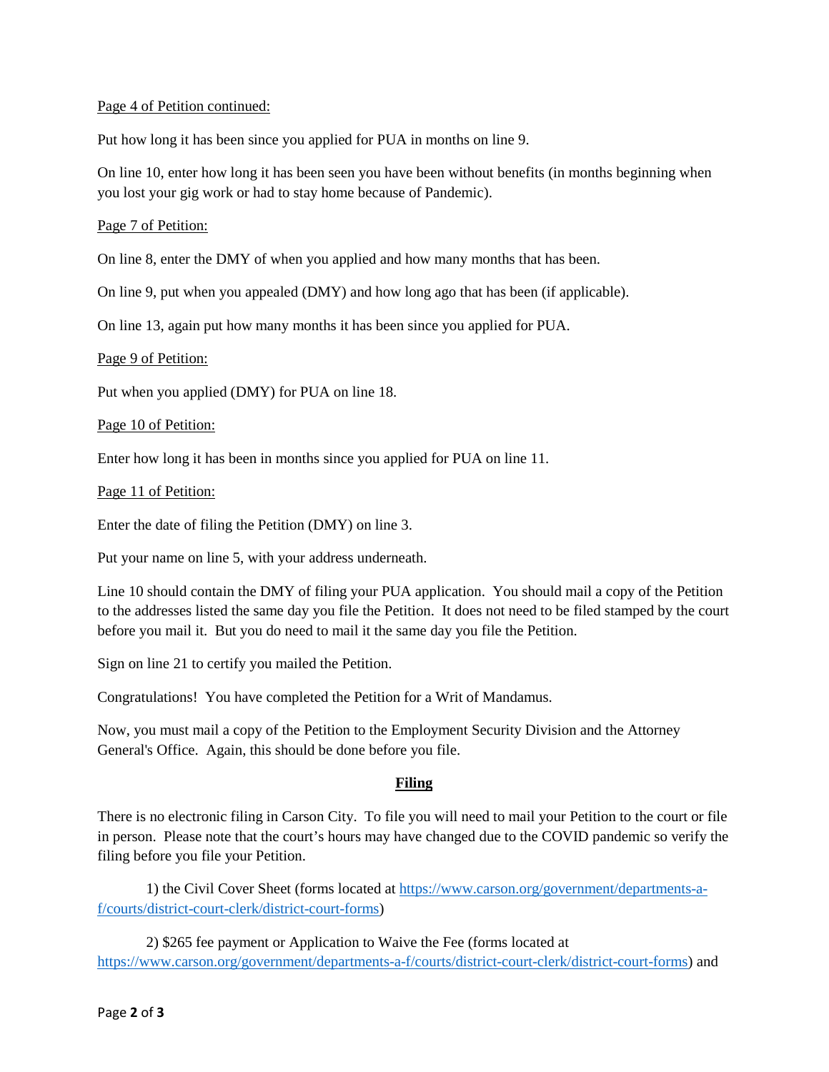Page 4 of Petition continued:

Put how long it has been since you applied for PUA in months on line 9.

On line 10, enter how long it has been seen you have been without benefits (in months beginning when you lost your gig work or had to stay home because of Pandemic).

Page 7 of Petition:

On line 8, enter the DMY of when you applied and how many months that has been.

On line 9, put when you appealed (DMY) and how long ago that has been (if applicable).

On line 13, again put how many months it has been since you applied for PUA.

Page 9 of Petition:

Put when you applied (DMY) for PUA on line 18.

Page 10 of Petition:

Enter how long it has been in months since you applied for PUA on line 11.

Page 11 of Petition:

Enter the date of filing the Petition (DMY) on line 3.

Put your name on line 5, with your address underneath.

Line 10 should contain the DMY of filing your PUA application. You should mail a copy of the Petition to the addresses listed the same day you file the Petition. It does not need to be filed stamped by the court before you mail it. But you do need to mail it the same day you file the Petition.

Sign on line 21 to certify you mailed the Petition.

Congratulations! You have completed the Petition for a Writ of Mandamus.

Now, you must mail a copy of the Petition to the Employment Security Division and the Attorney General's Office. Again, this should be done before you file.

## Filing

There is no electronic filing in Carson City. To file you will need to mail your Petition to the court or file in person. Please note that the court's hours may have changed due to the COVID pandemic so verify the filing before you file your Petition.

1) the Civil Cover Sheet (forms located at https://www.carson.org/government/departments-a-f/courts/district-court-clerk/district-court-forms)

2) $265 fee payment or Application to Waive the Fee (forms located at https://www.carson.org/government/departments-a-f/courts/district-court-clerk/district-court-forms) and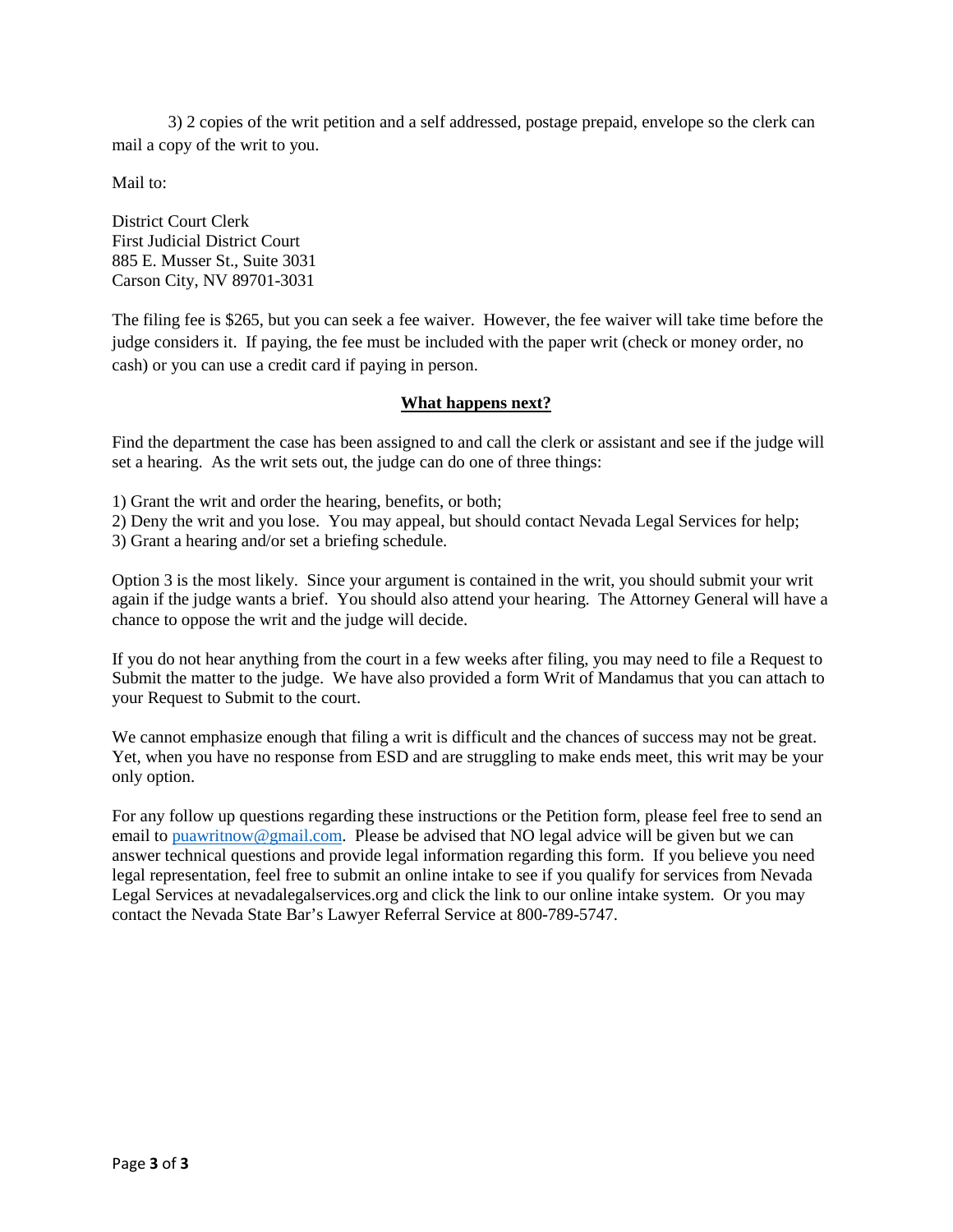3) 2 copies of the writ petition and a self addressed, postage prepaid, envelope so the clerk can mail a copy of the writ to you.

Mail to:

District Court Clerk
First Judicial District Court
885 E. Musser St., Suite 3031
Carson City, NV 89701-3031

The filing fee is $265, but you can seek a fee waiver. However, the fee waiver will take time before the judge considers it. If paying, the fee must be included with the paper writ (check or money order, no cash) or you can use a credit card if paying in person.

## What happens next?

Find the department the case has been assigned to and call the clerk or assistant and see if the judge will set a hearing. As the writ sets out, the judge can do one of three things:

1) Grant the writ and order the hearing, benefits, or both;
2) Deny the writ and you lose. You may appeal, but should contact Nevada Legal Services for help;
3) Grant a hearing and/or set a briefing schedule.

Option 3 is the most likely. Since your argument is contained in the writ, you should submit your writ again if the judge wants a brief. You should also attend your hearing. The Attorney General will have a chance to oppose the writ and the judge will decide.

If you do not hear anything from the court in a few weeks after filing, you may need to file a Request to Submit the matter to the judge. We have also provided a form Writ of Mandamus that you can attach to your Request to Submit to the court.

We cannot emphasize enough that filing a writ is difficult and the chances of success may not be great. Yet, when you have no response from ESD and are struggling to make ends meet, this writ may be your only option.

For any follow up questions regarding these instructions or the Petition form, please feel free to send an email to puawritnow@gmail.com. Please be advised that NO legal advice will be given but we can answer technical questions and provide legal information regarding this form. If you believe you need legal representation, feel free to submit an online intake to see if you qualify for services from Nevada Legal Services at nevadalegalservices.org and click the link to our online intake system. Or you may contact the Nevada State Bar's Lawyer Referral Service at 800-789-5747.